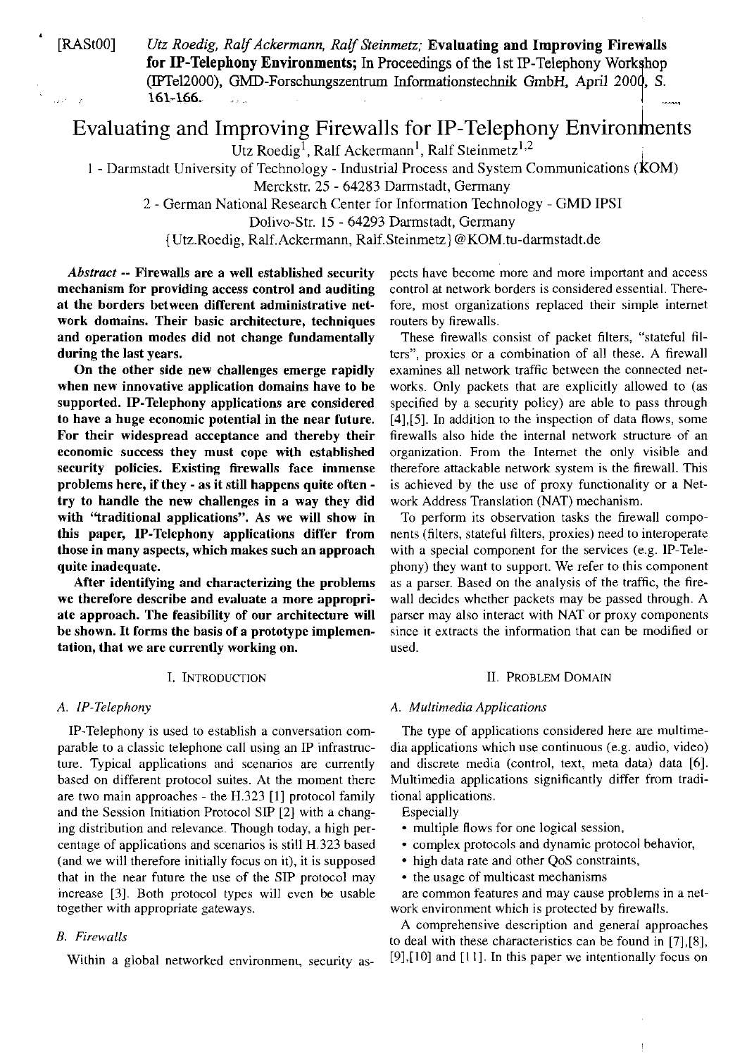[RASt00] *Utz Roedig, Ralf Ackermann, Ralf Steinmetz;* **Evaluating and Improving Firewalls for IP-Telephony Environments;** In Proceedings of the 1st IP-Telephony Workshop (IPTel2000), GMD-Forschungszentrum Informationstechnik GmbH, April 2000, S. 161-166.

# Evaluating and Improving Firewalls for IP-Telephony Environments

Utz Roedig[1], Ralf Ackermann[1], Ralf Steinmetz[1,2]

1 - Darmstadt University of Technology - Industrial Process and System Communications (KOM)
Merckstr. 25 - 64283 Darmstadt, Germany

2 - German National Research Center for Information Technology - GMD IPSI
Dolivo-Str. 15 - 64293 Darmstadt, Germany

{Utz.Roedig, Ralf.Ackermann, Ralf.Steinmetz}@KOM.tu-darmstadt.de

***Abstract* -- Firewalls are a well established security mechanism for providing access control and auditing at the borders between different administrative network domains. Their basic architecture, techniques and operation modes did not change fundamentally during the last years.**

**On the other side new challenges emerge rapidly when new innovative application domains have to be supported. IP-Telephony applications are considered to have a huge economic potential in the near future. For their widespread acceptance and thereby their economic success they must cope with established security policies. Existing firewalls face immense problems here, if they - as it still happens quite often - try to handle the new challenges in a way they did with "traditional applications". As we will show in this paper, IP-Telephony applications differ from those in many aspects, which makes such an approach quite inadequate.**

**After identifying and characterizing the problems we therefore describe and evaluate a more appropriate approach. The feasibility of our architecture will be shown. It forms the basis of a prototype implementation, that we are currently working on.**

## I. Introduction

### A. IP-Telephony

IP-Telephony is used to establish a conversation comparable to a classic telephone call using an IP infrastructure. Typical applications and scenarios are currently based on different protocol suites. At the moment there are two main approaches - the H.323 [1] protocol family and the Session Initiation Protocol SIP [2] with a changing distribution and relevance. Though today, a high percentage of applications and scenarios is still H.323 based (and we will therefore initially focus on it), it is supposed that in the near future the use of the SIP protocol may increase [3]. Both protocol types will even be usable together with appropriate gateways.

### B. Firewalls

Within a global networked environment, security aspects have become more and more important and access control at network borders is considered essential. Therefore, most organizations replaced their simple internet routers by firewalls.

These firewalls consist of packet filters, "stateful filters", proxies or a combination of all these. A firewall examines all network traffic between the connected networks. Only packets that are explicitly allowed to (as specified by a security policy) are able to pass through [4],[5]. In addition to the inspection of data flows, some firewalls also hide the internal network structure of an organization. From the Internet the only visible and therefore attackable network system is the firewall. This is achieved by the use of proxy functionality or a Network Address Translation (NAT) mechanism.

To perform its observation tasks the firewall components (filters, stateful filters, proxies) need to interoperate with a special component for the services (e.g. IP-Telephony) they want to support. We refer to this component as a parser. Based on the analysis of the traffic, the firewall decides whether packets may be passed through. A parser may also interact with NAT or proxy components since it extracts the information that can be modified or used.

## II. Problem Domain

### A. Multimedia Applications

The type of applications considered here are multimedia applications which use continuous (e.g. audio, video) and discrete media (control, text, meta data) data [6]. Multimedia applications significantly differ from traditional applications.

Especially

- multiple flows for one logical session,
- complex protocols and dynamic protocol behavior,
- high data rate and other QoS constraints,
- the usage of multicast mechanisms

are common features and may cause problems in a network environment which is protected by firewalls.

A comprehensive description and general approaches to deal with these characteristics can be found in [7],[8], [9],[10] and [11]. In this paper we intentionally focus on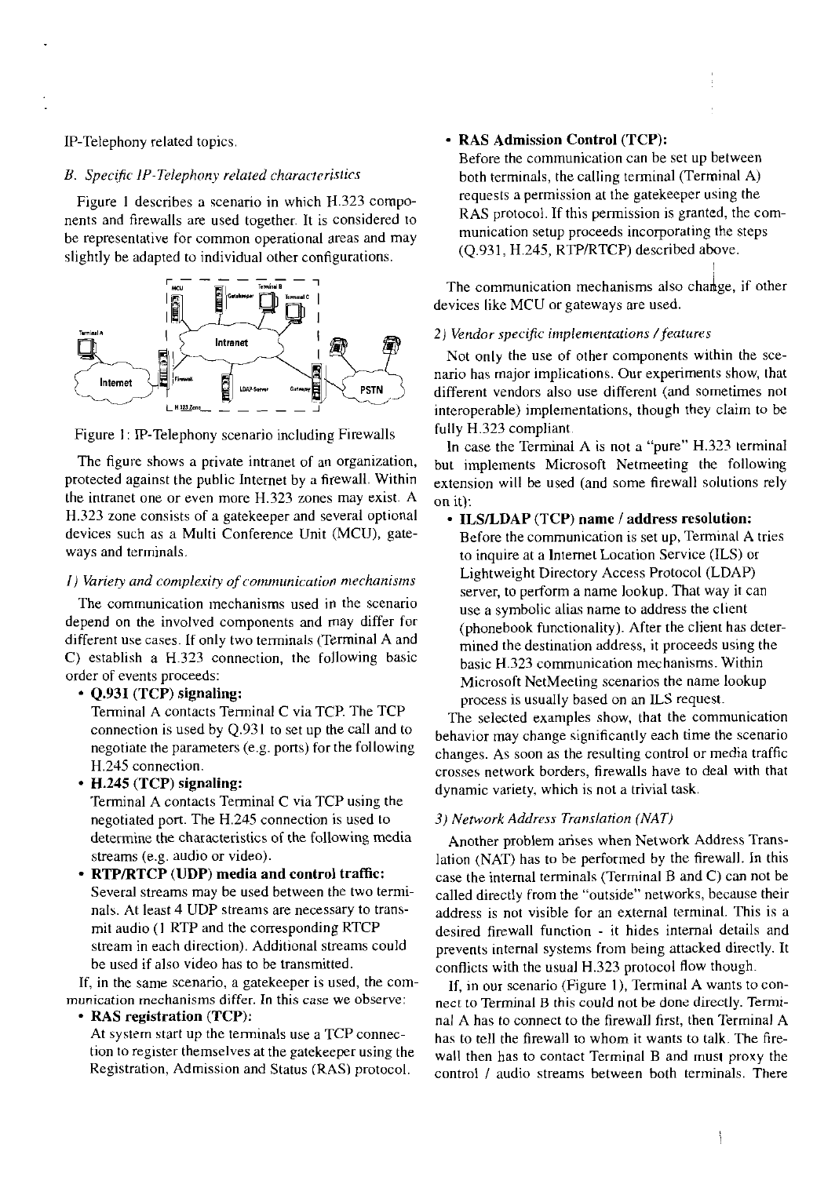IP-Telephony related topics.

### *B. Specific IP-Telephony related characteristics*

Figure 1 describes a scenario in which H.323 components and firewalls are used together. It is considered to be representative for common operational areas and may slightly be adapted to individual other configurations.

Figure 1: IP-Telephony scenario including Firewalls

The figure shows a private intranet of an organization, protected against the public Internet by a firewall. Within the intranet one or even more H.323 zones may exist. A H.323 zone consists of a gatekeeper and several optional devices such as a Multi Conference Unit (MCU), gateways and terminals.

#### *1) Variety and complexity of communication mechanisms*

The communication mechanisms used in the scenario depend on the involved components and may differ for different use cases. If only two terminals (Terminal A and C) establish a H.323 connection, the following basic order of events proceeds:

- **Q.931 (TCP) signaling:**
  Terminal A contacts Terminal C via TCP. The TCP connection is used by Q.931 to set up the call and to negotiate the parameters (e.g. ports) for the following H.245 connection.
- **H.245 (TCP) signaling:**
  Terminal A contacts Terminal C via TCP using the negotiated port. The H.245 connection is used to determine the characteristics of the following media streams (e.g. audio or video).
- **RTP/RTCP (UDP) media and control traffic:**
  Several streams may be used between the two terminals. At least 4 UDP streams are necessary to transmit audio (1 RTP and the corresponding RTCP stream in each direction). Additional streams could be used if also video has to be transmitted.

If, in the same scenario, a gatekeeper is used, the communication mechanisms differ. In this case we observe:

- **RAS registration (TCP):**
  At system start up the terminals use a TCP connection to register themselves at the gatekeeper using the Registration, Admission and Status (RAS) protocol.
- **RAS Admission Control (TCP):**
  Before the communication can be set up between both terminals, the calling terminal (Terminal A) requests a permission at the gatekeeper using the RAS protocol. If this permission is granted, the communication setup proceeds incorporating the steps (Q.931, H.245, RTP/RTCP) described above.

The communication mechanisms also change, if other devices like MCU or gateways are used.

#### *2) Vendor specific implementations / features*

Not only the use of other components within the scenario has major implications. Our experiments show, that different vendors also use different (and sometimes not interoperable) implementations, though they claim to be fully H.323 compliant.

In case the Terminal A is not a "pure" H.323 terminal but implements Microsoft Netmeeting the following extension will be used (and some firewall solutions rely on it):

- **ILS/LDAP (TCP) name / address resolution:**
  Before the communication is set up, Terminal A tries to inquire at a Internet Location Service (ILS) or Lightweight Directory Access Protocol (LDAP) server, to perform a name lookup. That way it can use a symbolic alias name to address the client (phonebook functionality). After the client has determined the destination address, it proceeds using the basic H.323 communication mechanisms. Within Microsoft NetMeeting scenarios the name lookup process is usually based on an ILS request.

The selected examples show, that the communication behavior may change significantly each time the scenario changes. As soon as the resulting control or media traffic crosses network borders, firewalls have to deal with that dynamic variety, which is not a trivial task.

#### *3) Network Address Translation (NAT)*

Another problem arises when Network Address Translation (NAT) has to be performed by the firewall. In this case the internal terminals (Terminal B and C) can not be called directly from the "outside" networks, because their address is not visible for an external terminal. This is a desired firewall function - it hides internal details and prevents internal systems from being attacked directly. It conflicts with the usual H.323 protocol flow though.

If, in our scenario (Figure 1), Terminal A wants to connect to Terminal B this could not be done directly. Terminal A has to connect to the firewall first, then Terminal A has to tell the firewall to whom it wants to talk. The firewall then has to contact Terminal B and must proxy the control / audio streams between both terminals. There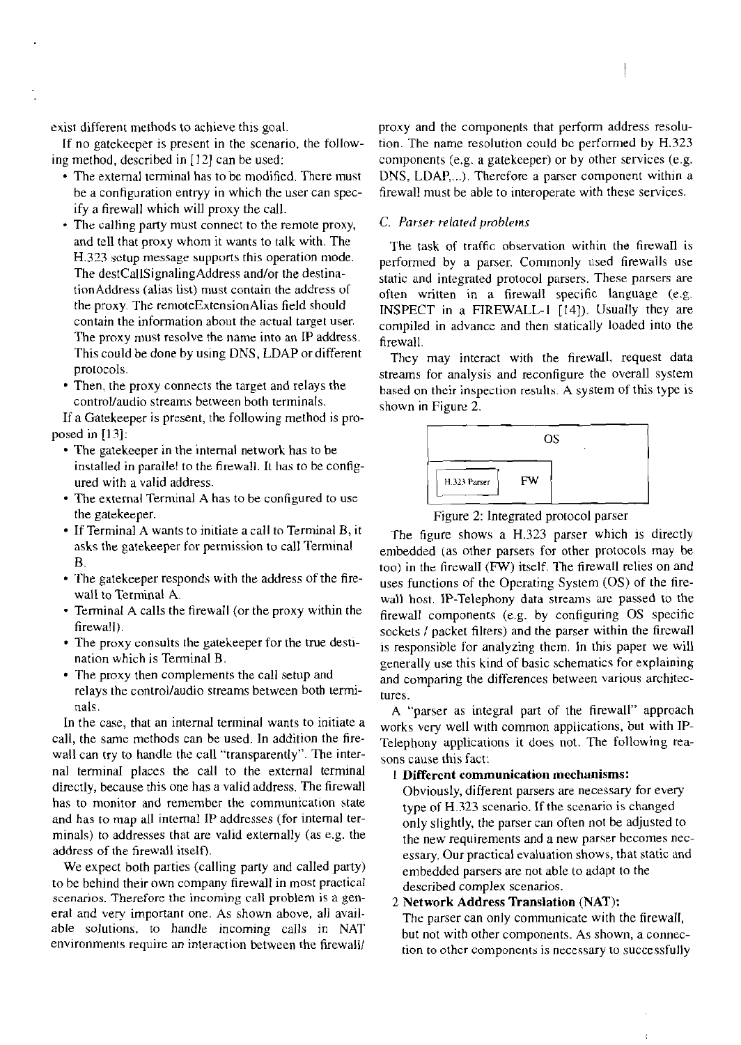exist different methods to achieve this goal.

If no gatekeeper is present in the scenario, the following method, described in [12] can be used:

- The external terminal has to be modified. There must be a configuration entryy in which the user can specify a firewall which will proxy the call.
- The calling party must connect to the remote proxy, and tell that proxy whom it wants to talk with. The H.323 setup message supports this operation mode. The destCallSignalingAddress and/or the destinationAddress (alias list) must contain the address of the proxy. The remoteExtensionAlias field should contain the information about the actual target user. The proxy must resolve the name into an IP address. This could be done by using DNS, LDAP or different protocols.
- Then, the proxy connects the target and relays the control/audio streams between both terminals.

If a Gatekeeper is present, the following method is proposed in [13]:

- The gatekeeper in the internal network has to be installed in parallel to the firewall. It has to be configured with a valid address.
- The external Terminal A has to be configured to use the gatekeeper.
- If Terminal A wants to initiate a call to Terminal B, it asks the gatekeeper for permission to call Terminal B.
- The gatekeeper responds with the address of the firewall to Terminal A.
- Terminal A calls the firewall (or the proxy within the firewall).
- The proxy consults the gatekeeper for the true destination which is Terminal B.
- The proxy then complements the call setup and relays the control/audio streams between both terminals.

In the case, that an internal terminal wants to initiate a call, the same methods can be used. In addition the firewall can try to handle the call "transparently". The internal terminal places the call to the external terminal directly, because this one has a valid address. The firewall has to monitor and remember the communication state and has to map all internal IP addresses (for internal terminals) to addresses that are valid externally (as e.g. the address of the firewall itself).

We expect both parties (calling party and called party) to be behind their own company firewall in most practical scenarios. Therefore the incoming call problem is a general and very important one. As shown above, all available solutions, to handle incoming calls in NAT environments require an interaction between the firewall/proxy and the components that perform address resolution. The name resolution could be performed by H.323 components (e.g. a gatekeeper) or by other services (e.g. DNS, LDAP,...). Therefore a parser component within a firewall must be able to interoperate with these services.

### C. Parser related problems

The task of traffic observation within the firewall is performed by a parser. Commonly used firewalls use static and integrated protocol parsers. These parsers are often written in a firewall specific language (e.g. INSPECT in a FIREWALL-1 [14]). Usually they are compiled in advance and then statically loaded into the firewall.

They may interact with the firewall, request data streams for analysis and reconfigure the overall system based on their inspection results. A system of this type is shown in Figure 2.

Figure 2: Integrated protocol parser

The figure shows a H.323 parser which is directly embedded (as other parsers for other protocols may be too) in the firewall (FW) itself. The firewall relies on and uses functions of the Operating System (OS) of the firewall host. IP-Telephony data streams are passed to the firewall components (e.g. by configuring OS specific sockets / packet filters) and the parser within the firewall is responsible for analyzing them. In this paper we will generally use this kind of basic schematics for explaining and comparing the differences between various architectures.

A "parser as integral part of the firewall" approach works very well with common applications, but with IP-Telephony applications it does not. The following reasons cause this fact:

1. **Different communication mechanisms:**
   Obviously, different parsers are necessary for every type of H.323 scenario. If the scenario is changed only slightly, the parser can often not be adjusted to the new requirements and a new parser becomes necessary. Our practical evaluation shows, that static and embedded parsers are not able to adapt to the described complex scenarios.
2. **Network Address Translation (NAT):**
   The parser can only communicate with the firewall, but not with other components. As shown, a connection to other components is necessary to successfully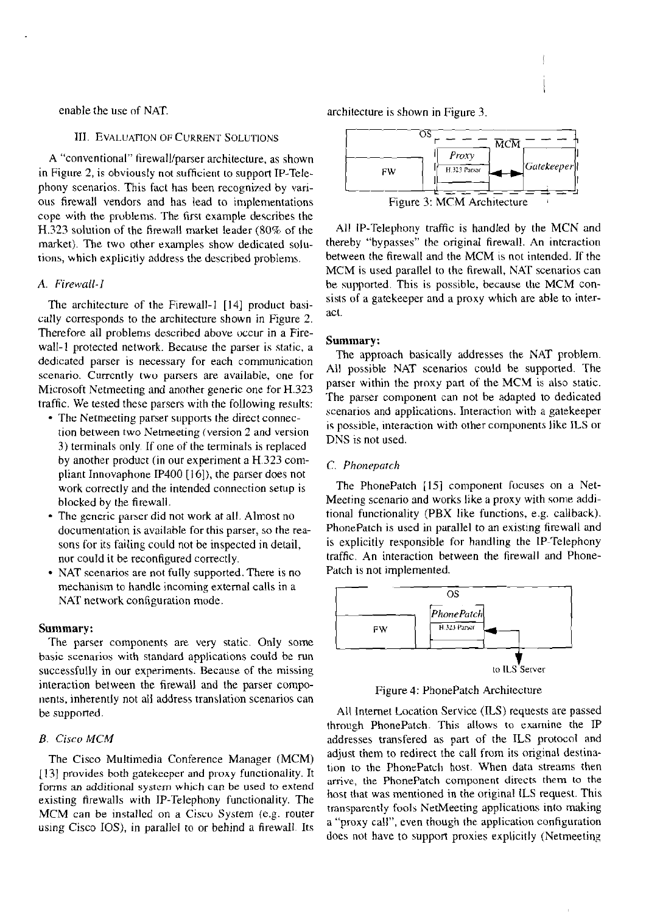enable the use of NAT.

## III. Evaluation of Current Solutions

A "conventional" firewall/parser architecture, as shown in Figure 2, is obviously not sufficient to support IP-Telephony scenarios. This fact has been recognized by various firewall vendors and has lead to implementations cope with the problems. The first example describes the H.323 solution of the firewall market leader (80% of the market). The two other examples show dedicated solutions, which explicitly address the described problems.

### A. Firewall-1

The architecture of the Firewall-1 [14] product basically corresponds to the architecture shown in Figure 2. Therefore all problems described above occur in a Firewall-1 protected network. Because the parser is static, a dedicated parser is necessary for each communication scenario. Currently two parsers are available, one for Microsoft Netmeeting and another generic one for H.323 traffic. We tested these parsers with the following results:

- The Netmeeting parser supports the direct connection between two Netmeeting (version 2 and version 3) terminals only. If one of the terminals is replaced by another product (in our experiment a H.323 compliant Innovaphone IP400 [16]), the parser does not work correctly and the intended connection setup is blocked by the firewall.
- The generic parser did not work at all. Almost no documentation is available for this parser, so the reasons for its failing could not be inspected in detail, nor could it be reconfigured correctly.
- NAT scenarios are not fully supported. There is no mechanism to handle incoming external calls in a NAT network configuration mode.

**Summary:**

The parser components are very static. Only some basic scenarios with standard applications could be run successfully in our experiments. Because of the missing interaction between the firewall and the parser components, inherently not all address translation scenarios can be supported.

### B. Cisco MCM

The Cisco Multimedia Conference Manager (MCM) [13] provides both gatekeeper and proxy functionality. It forms an additional system which can be used to extend existing firewalls with IP-Telephony functionality. The MCM can be installed on a Cisco System (e.g. router using Cisco IOS), in parallel to or behind a firewall. Its architecture is shown in Figure 3.

Figure 3: MCM Architecture

All IP-Telephony traffic is handled by the MCN and thereby "bypasses" the original firewall. An interaction between the firewall and the MCM is not intended. If the MCM is used parallel to the firewall, NAT scenarios can be supported. This is possible, because the MCM consists of a gatekeeper and a proxy which are able to interact.

**Summary:**

The approach basically addresses the NAT problem. All possible NAT scenarios could be supported. The parser within the proxy part of the MCM is also static. The parser component can not be adapted to dedicated scenarios and applications. Interaction with a gatekeeper is possible, interaction with other components like ILS or DNS is not used.

### C. Phonepatch

The PhonePatch [15] component focuses on a NetMeeting scenario and works like a proxy with some additional functionality (PBX like functions, e.g. callback). PhonePatch is used in parallel to an existing firewall and is explicitly responsible for handling the IP-Telephony traffic. An interaction between the firewall and PhonePatch is not implemented.

Figure 4: PhonePatch Architecture

All Internet Location Service (ILS) requests are passed through PhonePatch. This allows to examine the IP addresses transfered as part of the ILS protocol and adjust them to redirect the call from its original destination to the PhonePatch host. When data streams then arrive, the PhonePatch component directs them to the host that was mentioned in the original ILS request. This transparently fools NetMeeting applications into making a "proxy call", even though the application configuration does not have to support proxies explicitly (Netmeeting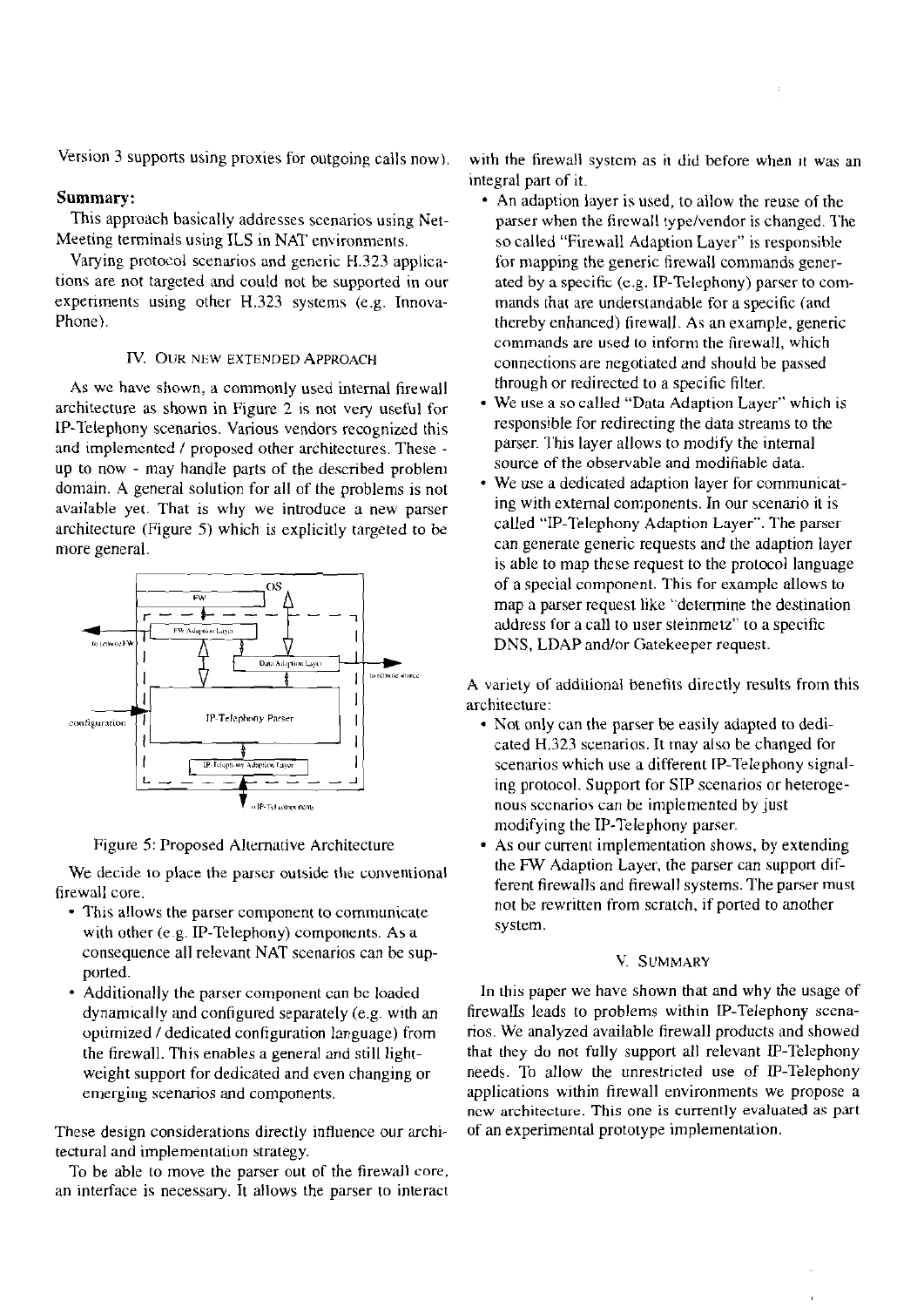Version 3 supports using proxies for outgoing calls now).

**Summary:**

This approach basically addresses scenarios using NetMeeting terminals using ILS in NAT environments.

Varying protocol scenarios and generic H.323 applications are not targeted and could not be supported in our experiments using other H.323 systems (e.g. InnovaPhone).

## IV. Our New Extended Approach

As we have shown, a commonly used internal firewall architecture as shown in Figure 2 is not very useful for IP-Telephony scenarios. Various vendors recognized this and implemented / proposed other architectures. These - up to now - may handle parts of the described problem domain. A general solution for all of the problems is not available yet. That is why we introduce a new parser architecture (Figure 5) which is explicitly targeted to be more general.

Figure 5: Proposed Alternative Architecture

We decide to place the parser outside the conventional firewall core.

- This allows the parser component to communicate with other (e.g. IP-Telephony) components. As a consequence all relevant NAT scenarios can be supported.
- Additionally the parser component can be loaded dynamically and configured separately (e.g. with an optimized / dedicated configuration language) from the firewall. This enables a general and still lightweight support for dedicated and even changing or emerging scenarios and components.

These design considerations directly influence our architectural and implementation strategy.

To be able to move the parser out of the firewall core, an interface is necessary. It allows the parser to interact with the firewall system as it did before when it was an integral part of it.

- An adaption layer is used, to allow the reuse of the parser when the firewall type/vendor is changed. The so called "Firewall Adaption Layer" is responsible for mapping the generic firewall commands generated by a specific (e.g. IP-Telephony) parser to commands that are understandable for a specific (and thereby enhanced) firewall. As an example, generic commands are used to inform the firewall, which connections are negotiated and should be passed through or redirected to a specific filter.
- We use a so called "Data Adaption Layer" which is responsible for redirecting the data streams to the parser. This layer allows to modify the internal source of the observable and modifiable data.
- We use a dedicated adaption layer for communicating with external components. In our scenario it is called "IP-Telephony Adaption Layer". The parser can generate generic requests and the adaption layer is able to map these request to the protocol language of a special component. This for example allows to map a parser request like "determine the destination address for a call to user steinmetz" to a specific DNS, LDAP and/or Gatekeeper request.

A variety of additional benefits directly results from this architecture:

- Not only can the parser be easily adapted to dedicated H.323 scenarios. It may also be changed for scenarios which use a different IP-Telephony signaling protocol. Support for SIP scenarios or heterogeneous scenarios can be implemented by just modifying the IP-Telephony parser.
- As our current implementation shows, by extending the FW Adaption Layer, the parser can support different firewalls and firewall systems. The parser must not be rewritten from scratch, if ported to another system.

## V. Summary

In this paper we have shown that and why the usage of firewalls leads to problems within IP-Telephony scenarios. We analyzed available firewall products and showed that they do not fully support all relevant IP-Telephony needs. To allow the unrestricted use of IP-Telephony applications within firewall environments we propose a new architecture. This one is currently evaluated as part of an experimental prototype implementation.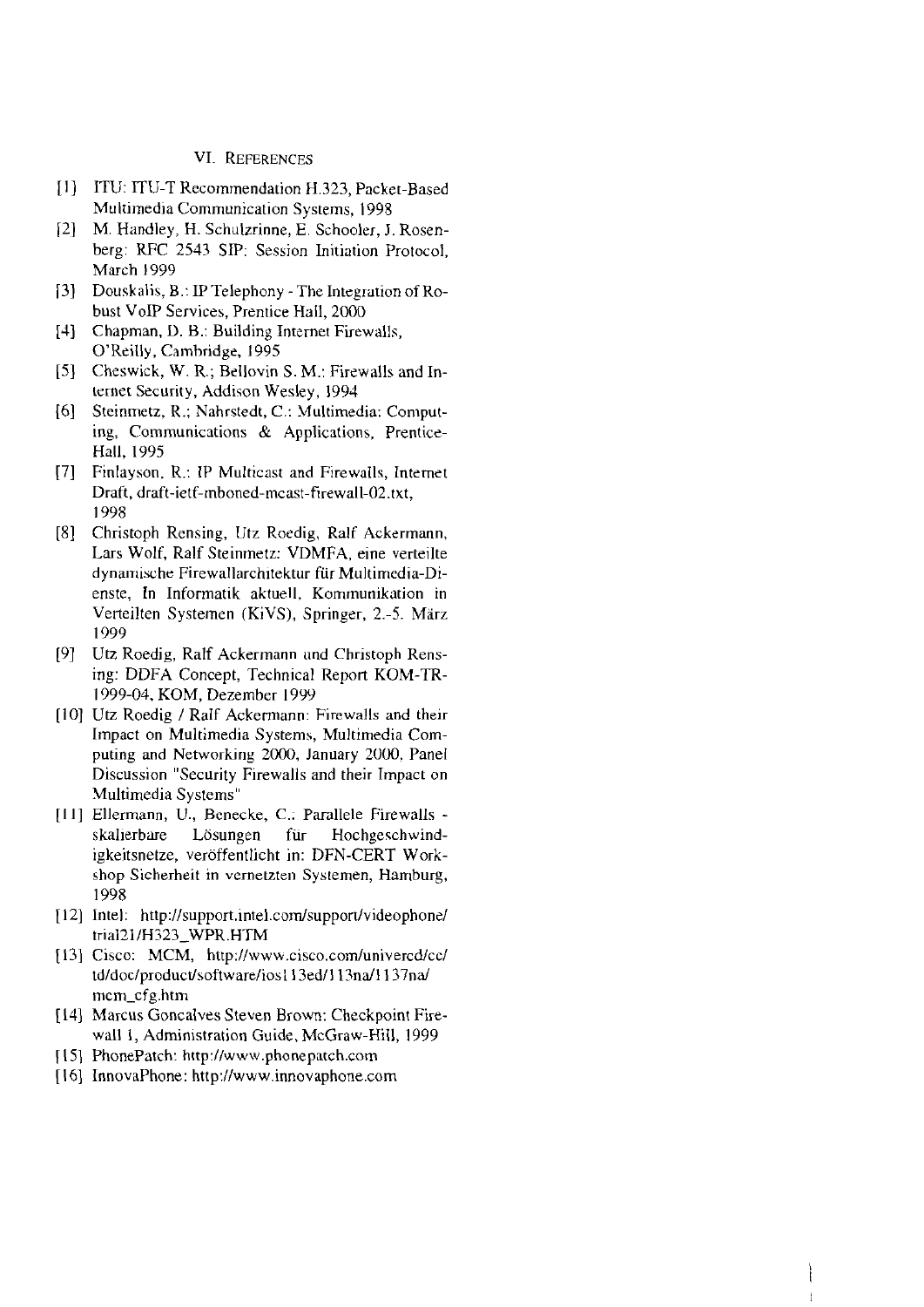## VI. References

[1] ITU: ITU-T Recommendation H.323, Packet-Based Multimedia Communication Systems, 1998

[2] M. Handley, H. Schulzrinne, E. Schooler, J. Rosenberg: RFC 2543 SIP: Session Initiation Protocol, March 1999

[3] Douskalis, B.: IP Telephony - The Integration of Robust VoIP Services, Prentice Hall, 2000

[4] Chapman, D. B.: Building Internet Firewalls, O'Reilly, Cambridge, 1995

[5] Cheswick, W. R.; Bellovin S. M.: Firewalls and Internet Security, Addison Wesley, 1994

[6] Steinmetz, R.; Nahrstedt, C.: Multimedia: Computing, Communications & Applications, Prentice-Hall, 1995

[7] Finlayson, R.: IP Multicast and Firewalls, Internet Draft, draft-ietf-mboned-mcast-firewall-02.txt, 1998

[8] Christoph Rensing, Utz Roedig, Ralf Ackermann, Lars Wolf, Ralf Steinmetz: VDMFA, eine verteilte dynamische Firewallarchitektur für Multimedia-Dienste, In Informatik aktuell, Kommunikation in Verteilten Systemen (KiVS), Springer, 2.-5. März 1999

[9] Utz Roedig, Ralf Ackermann und Christoph Rensing: DDFA Concept, Technical Report KOM-TR-1999-04, KOM, Dezember 1999

[10] Utz Roedig / Ralf Ackermann: Firewalls and their Impact on Multimedia Systems, Multimedia Computing and Networking 2000, January 2000, Panel Discussion "Security Firewalls and their Impact on Multimedia Systems"

[11] Ellermann, U., Benecke, C.: Parallele Firewalls - skalierbare Lösungen für Hochgeschwindigkeitsnetze, veröffentlicht in: DFN-CERT Workshop Sicherheit in vernetzten Systemen, Hamburg, 1998

[12] Intel: http://support.intel.com/support/videophone/trial21/H323_WPR.HTM

[13] Cisco: MCM, http://www.cisco.com/univercd/cc/td/doc/product/software/ios113ed/113na/1137na/mcm_cfg.htm

[14] Marcus Goncalves Steven Brown: Checkpoint Firewall 1, Administration Guide, McGraw-Hill, 1999

[15] PhonePatch: http://www.phonepatch.com

[16] InnovaPhone: http://www.innovaphone.com